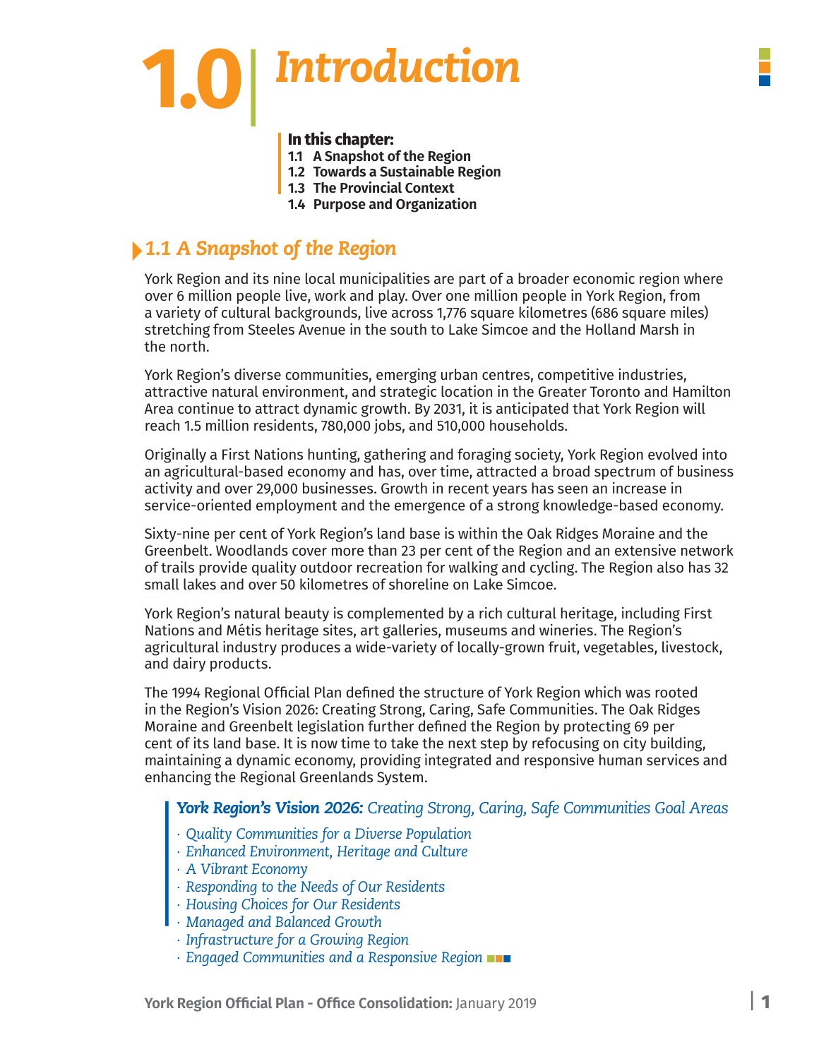# 1.0 Introduction

**In this chapter:**
- **1.1 A Snapshot of the Region**
- **1.2 Towards a Sustainable Region**
- **1.3 The Provincial Context**
- **1.4 Purpose and Organization**

## 1.1 *A Snapshot of the Region*

York Region and its nine local municipalities are part of a broader economic region where over 6 million people live, work and play. Over one million people in York Region, from a variety of cultural backgrounds, live across 1,776 square kilometres (686 square miles) stretching from Steeles Avenue in the south to Lake Simcoe and the Holland Marsh in the north.

York Region's diverse communities, emerging urban centres, competitive industries, attractive natural environment, and strategic location in the Greater Toronto and Hamilton Area continue to attract dynamic growth. By 2031, it is anticipated that York Region will reach 1.5 million residents, 780,000 jobs, and 510,000 households.

Originally a First Nations hunting, gathering and foraging society, York Region evolved into an agricultural-based economy and has, over time, attracted a broad spectrum of business activity and over 29,000 businesses. Growth in recent years has seen an increase in service-oriented employment and the emergence of a strong knowledge-based economy.

Sixty-nine per cent of York Region's land base is within the Oak Ridges Moraine and the Greenbelt. Woodlands cover more than 23 per cent of the Region and an extensive network of trails provide quality outdoor recreation for walking and cycling. The Region also has 32 small lakes and over 50 kilometres of shoreline on Lake Simcoe.

York Region's natural beauty is complemented by a rich cultural heritage, including First Nations and Métis heritage sites, art galleries, museums and wineries. The Region's agricultural industry produces a wide-variety of locally-grown fruit, vegetables, livestock, and dairy products.

The 1994 Regional Official Plan defined the structure of York Region which was rooted in the Region's Vision 2026: Creating Strong, Caring, Safe Communities. The Oak Ridges Moraine and Greenbelt legislation further defined the Region by protecting 69 per cent of its land base. It is now time to take the next step by refocusing on city building, maintaining a dynamic economy, providing integrated and responsive human services and enhancing the Regional Greenlands System.

> ***York Region's Vision 2026:*** *Creating Strong, Caring, Safe Communities Goal Areas*
>
> - *Quality Communities for a Diverse Population*
> - *Enhanced Environment, Heritage and Culture*
> - *A Vibrant Economy*
> - *Responding to the Needs of Our Residents*
> - *Housing Choices for Our Residents*
> - *Managed and Balanced Growth*
> - *Infrastructure for a Growing Region*
> - *Engaged Communities and a Responsive Region*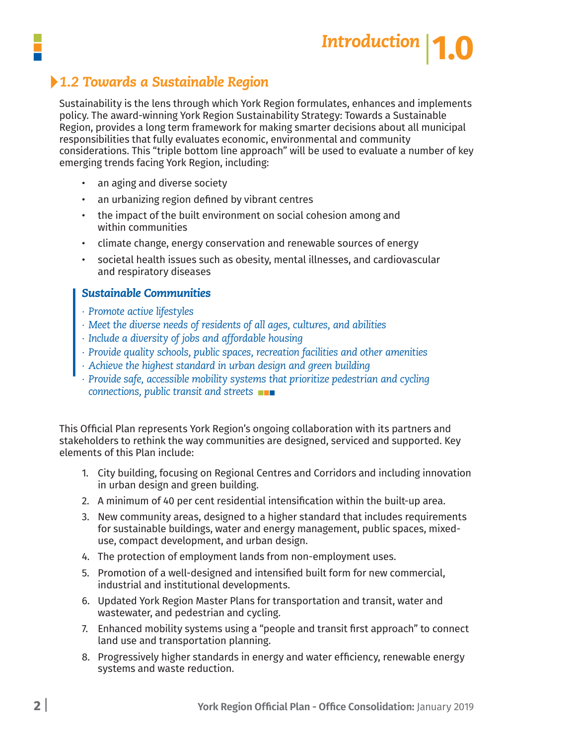## 1.2 Towards a Sustainable Region

Sustainability is the lens through which York Region formulates, enhances and implements policy. The award-winning York Region Sustainability Strategy: Towards a Sustainable Region, provides a long term framework for making smarter decisions about all municipal responsibilities that fully evaluates economic, environmental and community considerations. This "triple bottom line approach" will be used to evaluate a number of key emerging trends facing York Region, including:

- an aging and diverse society
- an urbanizing region defined by vibrant centres
- the impact of the built environment on social cohesion among and within communities
- climate change, energy conservation and renewable sources of energy
- societal health issues such as obesity, mental illnesses, and cardiovascular and respiratory diseases

> ***Sustainable Communities***
>
> *· Promote active lifestyles*
> *· Meet the diverse needs of residents of all ages, cultures, and abilities*
> *· Include a diversity of jobs and affordable housing*
> *· Provide quality schools, public spaces, recreation facilities and other amenities*
> *· Achieve the highest standard in urban design and green building*
> *· Provide safe, accessible mobility systems that prioritize pedestrian and cycling connections, public transit and streets*

This Official Plan represents York Region's ongoing collaboration with its partners and stakeholders to rethink the way communities are designed, serviced and supported. Key elements of this Plan include:

1. City building, focusing on Regional Centres and Corridors and including innovation in urban design and green building.
2. A minimum of 40 per cent residential intensification within the built-up area.
3. New community areas, designed to a higher standard that includes requirements for sustainable buildings, water and energy management, public spaces, mixed-use, compact development, and urban design.
4. The protection of employment lands from non-employment uses.
5. Promotion of a well-designed and intensified built form for new commercial, industrial and institutional developments.
6. Updated York Region Master Plans for transportation and transit, water and wastewater, and pedestrian and cycling.
7. Enhanced mobility systems using a "people and transit first approach" to connect land use and transportation planning.
8. Progressively higher standards in energy and water efficiency, renewable energy systems and waste reduction.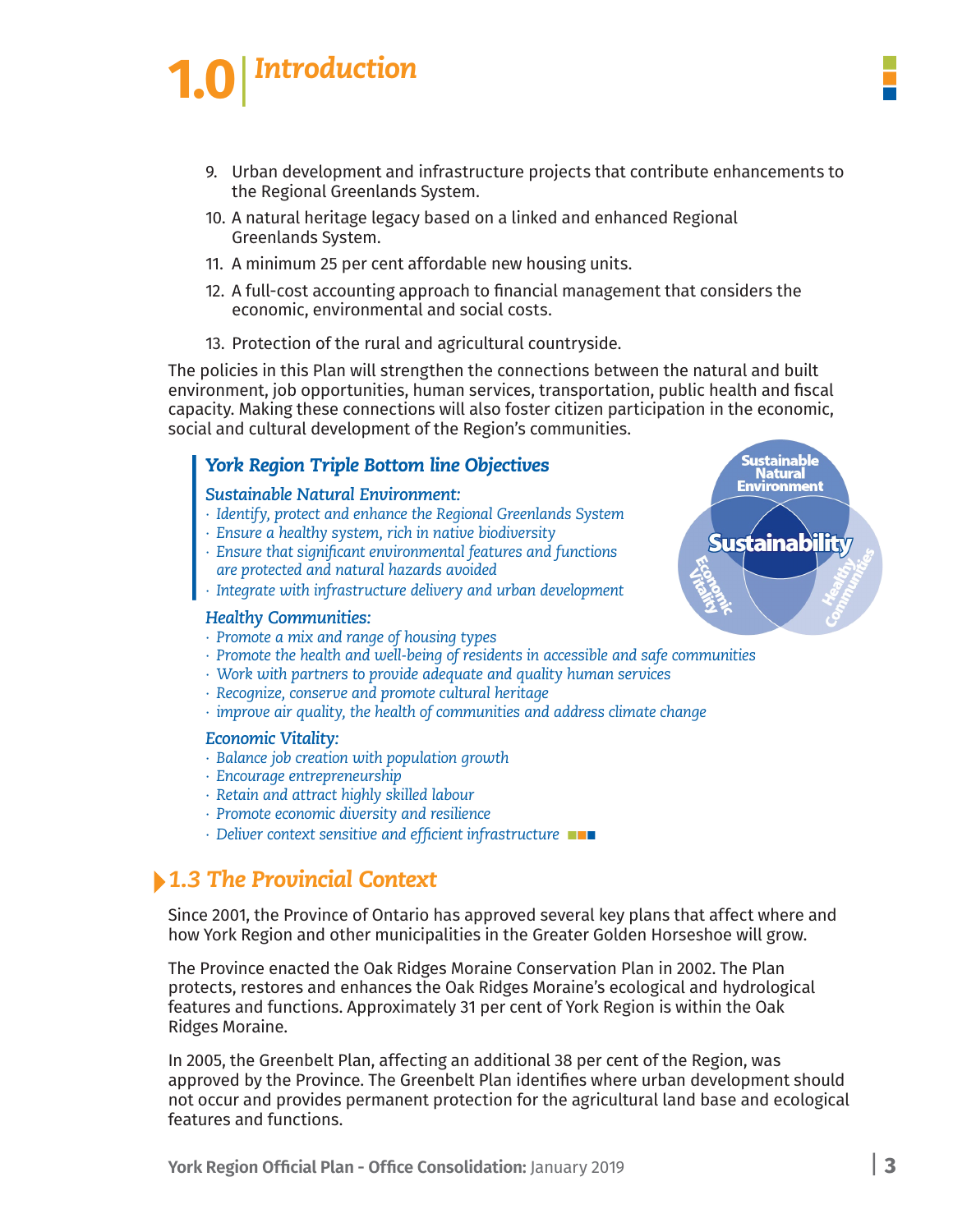9. Urban development and infrastructure projects that contribute enhancements to the Regional Greenlands System.
10. A natural heritage legacy based on a linked and enhanced Regional Greenlands System.
11. A minimum 25 per cent affordable new housing units.
12. A full-cost accounting approach to financial management that considers the economic, environmental and social costs.
13. Protection of the rural and agricultural countryside.

The policies in this Plan will strengthen the connections between the natural and built environment, job opportunities, human services, transportation, public health and fiscal capacity. Making these connections will also foster citizen participation in the economic, social and cultural development of the Region's communities.

### *York Region Triple Bottom line Objectives*

*Sustainable Natural Environment:*

- *Identify, protect and enhance the Regional Greenlands System*
- *Ensure a healthy system, rich in native biodiversity*
- *Ensure that significant environmental features and functions are protected and natural hazards avoided*
- *Integrate with infrastructure delivery and urban development*

*Healthy Communities:*

- *Promote a mix and range of housing types*
- *Promote the health and well-being of residents in accessible and safe communities*
- *Work with partners to provide adequate and quality human services*
- *Recognize, conserve and promote cultural heritage*
- *improve air quality, the health of communities and address climate change*

*Economic Vitality:*

- *Balance job creation with population growth*
- *Encourage entrepreneurship*
- *Retain and attract highly skilled labour*
- *Promote economic diversity and resilience*
- *Deliver context sensitive and efficient infrastructure*

Sustainable Natural Environment — Sustainability — Economic Vitality — Healthy Communities

## 1.3 The Provincial Context

Since 2001, the Province of Ontario has approved several key plans that affect where and how York Region and other municipalities in the Greater Golden Horseshoe will grow.

The Province enacted the Oak Ridges Moraine Conservation Plan in 2002. The Plan protects, restores and enhances the Oak Ridges Moraine's ecological and hydrological features and functions. Approximately 31 per cent of York Region is within the Oak Ridges Moraine.

In 2005, the Greenbelt Plan, affecting an additional 38 per cent of the Region, was approved by the Province. The Greenbelt Plan identifies where urban development should not occur and provides permanent protection for the agricultural land base and ecological features and functions.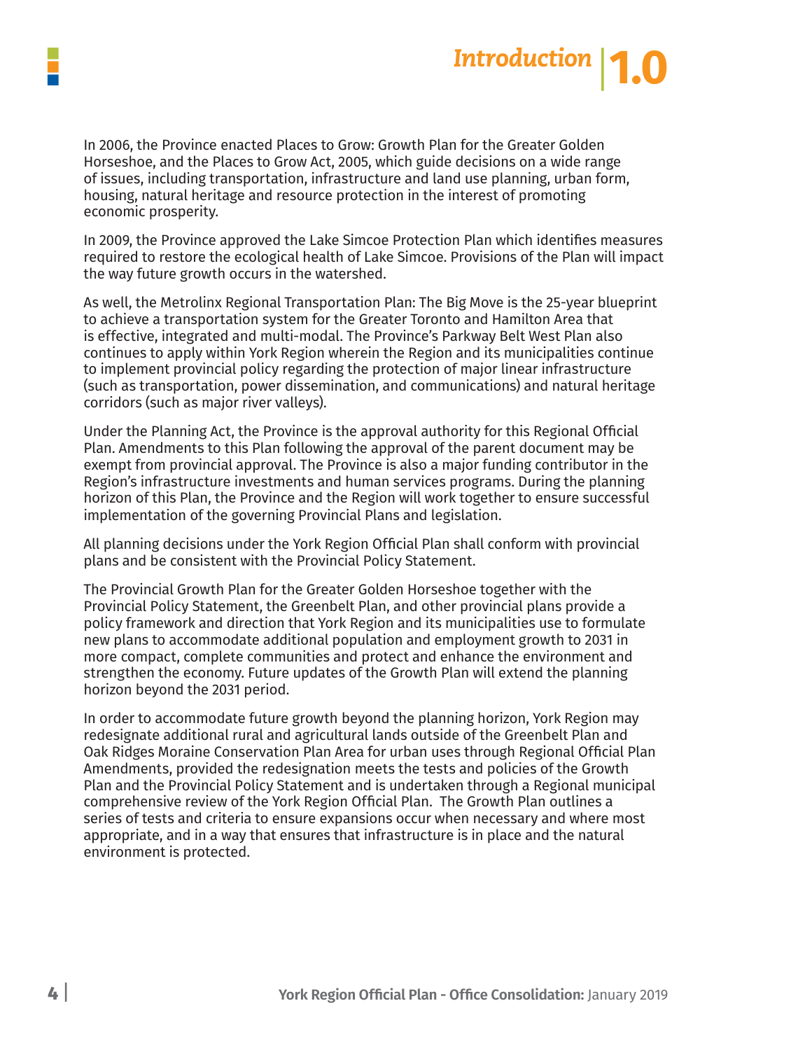# Introduction 1.0

In 2006, the Province enacted Places to Grow: Growth Plan for the Greater Golden Horseshoe, and the Places to Grow Act, 2005, which guide decisions on a wide range of issues, including transportation, infrastructure and land use planning, urban form, housing, natural heritage and resource protection in the interest of promoting economic prosperity.

In 2009, the Province approved the Lake Simcoe Protection Plan which identifies measures required to restore the ecological health of Lake Simcoe. Provisions of the Plan will impact the way future growth occurs in the watershed.

As well, the Metrolinx Regional Transportation Plan: The Big Move is the 25-year blueprint to achieve a transportation system for the Greater Toronto and Hamilton Area that is effective, integrated and multi-modal. The Province's Parkway Belt West Plan also continues to apply within York Region wherein the Region and its municipalities continue to implement provincial policy regarding the protection of major linear infrastructure (such as transportation, power dissemination, and communications) and natural heritage corridors (such as major river valleys).

Under the Planning Act, the Province is the approval authority for this Regional Official Plan. Amendments to this Plan following the approval of the parent document may be exempt from provincial approval. The Province is also a major funding contributor in the Region's infrastructure investments and human services programs. During the planning horizon of this Plan, the Province and the Region will work together to ensure successful implementation of the governing Provincial Plans and legislation.

All planning decisions under the York Region Official Plan shall conform with provincial plans and be consistent with the Provincial Policy Statement.

The Provincial Growth Plan for the Greater Golden Horseshoe together with the Provincial Policy Statement, the Greenbelt Plan, and other provincial plans provide a policy framework and direction that York Region and its municipalities use to formulate new plans to accommodate additional population and employment growth to 2031 in more compact, complete communities and protect and enhance the environment and strengthen the economy. Future updates of the Growth Plan will extend the planning horizon beyond the 2031 period.

In order to accommodate future growth beyond the planning horizon, York Region may redesignate additional rural and agricultural lands outside of the Greenbelt Plan and Oak Ridges Moraine Conservation Plan Area for urban uses through Regional Official Plan Amendments, provided the redesignation meets the tests and policies of the Growth Plan and the Provincial Policy Statement and is undertaken through a Regional municipal comprehensive review of the York Region Official Plan. The Growth Plan outlines a series of tests and criteria to ensure expansions occur when necessary and where most appropriate, and in a way that ensures that infrastructure is in place and the natural environment is protected.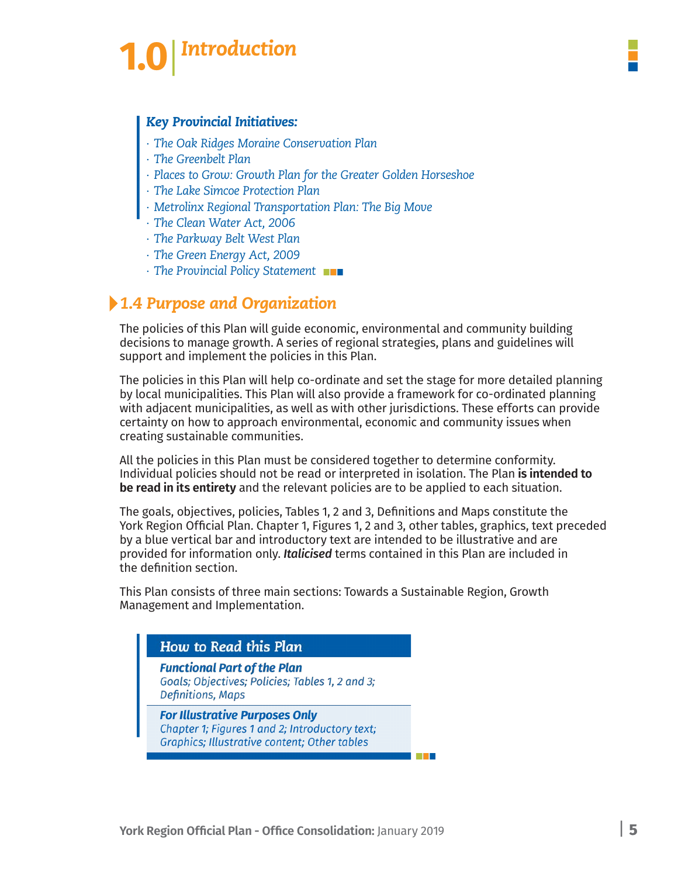# 1.0 Introduction

***Key Provincial Initiatives:***

- *The Oak Ridges Moraine Conservation Plan*
- *The Greenbelt Plan*
- *Places to Grow: Growth Plan for the Greater Golden Horseshoe*
- *The Lake Simcoe Protection Plan*
- *Metrolinx Regional Transportation Plan: The Big Move*
- *The Clean Water Act, 2006*
- *The Parkway Belt West Plan*
- *The Green Energy Act, 2009*
- *The Provincial Policy Statement*

## 1.4 Purpose and Organization

The policies of this Plan will guide economic, environmental and community building decisions to manage growth. A series of regional strategies, plans and guidelines will support and implement the policies in this Plan.

The policies in this Plan will help co-ordinate and set the stage for more detailed planning by local municipalities. This Plan will also provide a framework for co-ordinated planning with adjacent municipalities, as well as with other jurisdictions. These efforts can provide certainty on how to approach environmental, economic and community issues when creating sustainable communities.

All the policies in this Plan must be considered together to determine conformity. Individual policies should not be read or interpreted in isolation. The Plan **is intended to be read in its entirety** and the relevant policies are to be applied to each situation.

The goals, objectives, policies, Tables 1, 2 and 3, Definitions and Maps constitute the York Region Official Plan. Chapter 1, Figures 1, 2 and 3, other tables, graphics, text preceded by a blue vertical bar and introductory text are intended to be illustrative and are provided for information only. ***Italicised*** terms contained in this Plan are included in the definition section.

This Plan consists of three main sections: Towards a Sustainable Region, Growth Management and Implementation.

| *How to Read this Plan* |
|---|
| ***Functional Part of the Plan***<br>*Goals; Objectives; Policies; Tables 1, 2 and 3; Definitions, Maps* |
| ***For Illustrative Purposes Only***<br>*Chapter 1; Figures 1 and 2; Introductory text; Graphics; Illustrative content; Other tables* |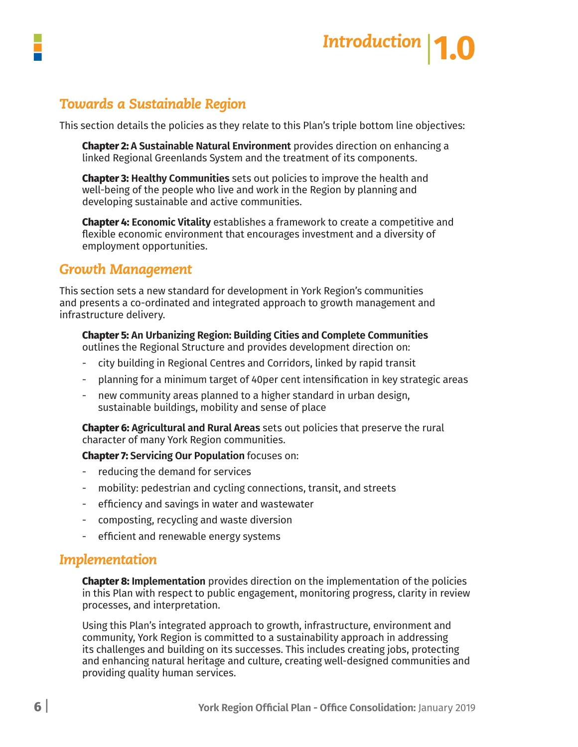## Towards a Sustainable Region

This section details the policies as they relate to this Plan's triple bottom line objectives:

**Chapter 2: A Sustainable Natural Environment** provides direction on enhancing a linked Regional Greenlands System and the treatment of its components.

**Chapter 3: Healthy Communities** sets out policies to improve the health and well-being of the people who live and work in the Region by planning and developing sustainable and active communities.

**Chapter 4: Economic Vitality** establishes a framework to create a competitive and flexible economic environment that encourages investment and a diversity of employment opportunities.

## Growth Management

This section sets a new standard for development in York Region's communities and presents a co-ordinated and integrated approach to growth management and infrastructure delivery.

**Chapter 5: An Urbanizing Region: Building Cities and Complete Communities** outlines the Regional Structure and provides development direction on:

- city building in Regional Centres and Corridors, linked by rapid transit
- planning for a minimum target of 40per cent intensification in key strategic areas
- new community areas planned to a higher standard in urban design, sustainable buildings, mobility and sense of place

**Chapter 6: Agricultural and Rural Areas** sets out policies that preserve the rural character of many York Region communities.

**Chapter 7: Servicing Our Population** focuses on:

- reducing the demand for services
- mobility: pedestrian and cycling connections, transit, and streets
- efficiency and savings in water and wastewater
- composting, recycling and waste diversion
- efficient and renewable energy systems

## Implementation

**Chapter 8: Implementation** provides direction on the implementation of the policies in this Plan with respect to public engagement, monitoring progress, clarity in review processes, and interpretation.

Using this Plan's integrated approach to growth, infrastructure, environment and community, York Region is committed to a sustainability approach in addressing its challenges and building on its successes. This includes creating jobs, protecting and enhancing natural heritage and culture, creating well-designed communities and providing quality human services.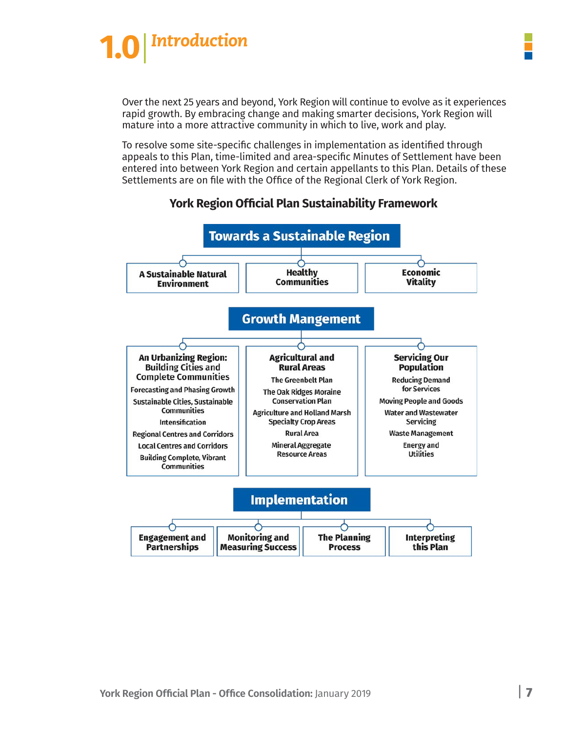# 1.0 *Introduction*

Over the next 25 years and beyond, York Region will continue to evolve as it experiences rapid growth. By embracing change and making smarter decisions, York Region will mature into a more attractive community in which to live, work and play.

To resolve some site-specific challenges in implementation as identified through appeals to this Plan, time-limited and area-specific Minutes of Settlement have been entered into between York Region and certain appellants to this Plan. Details of these Settlements are on file with the Office of the Regional Clerk of York Region.

**York Region Official Plan Sustainability Framework**

**Towards a Sustainable Region**

**A Sustainable Natural Environment**

**Healthy Communities**

**Economic Vitality**

**Growth Mangement**

**An Urbanizing Region: Building Cities and Complete Communities**

Forecasting and Phasing Growth

Sustainable Cities, Sustainable Communities

Intensification

Regional Centres and Corridors

Local Centres and Corridors

Building Complete, Vibrant Communities

**Agricultural and Rural Areas**

The Greenbelt Plan

The Oak Ridges Moraine Conservation Plan

Agriculture and Holland Marsh Specialty Crop Areas

Rural Area

Mineral Aggregate Resource Areas

**Servicing Our Population**

Reducing Demand for Services

Moving People and Goods

Water and Wastewater Servicing

Waste Management

Energy and Utilities

**Implementation**

**Engagement and Partnerships**

**Monitoring and Measuring Success**

**The Planning Process**

**Interpreting this Plan**